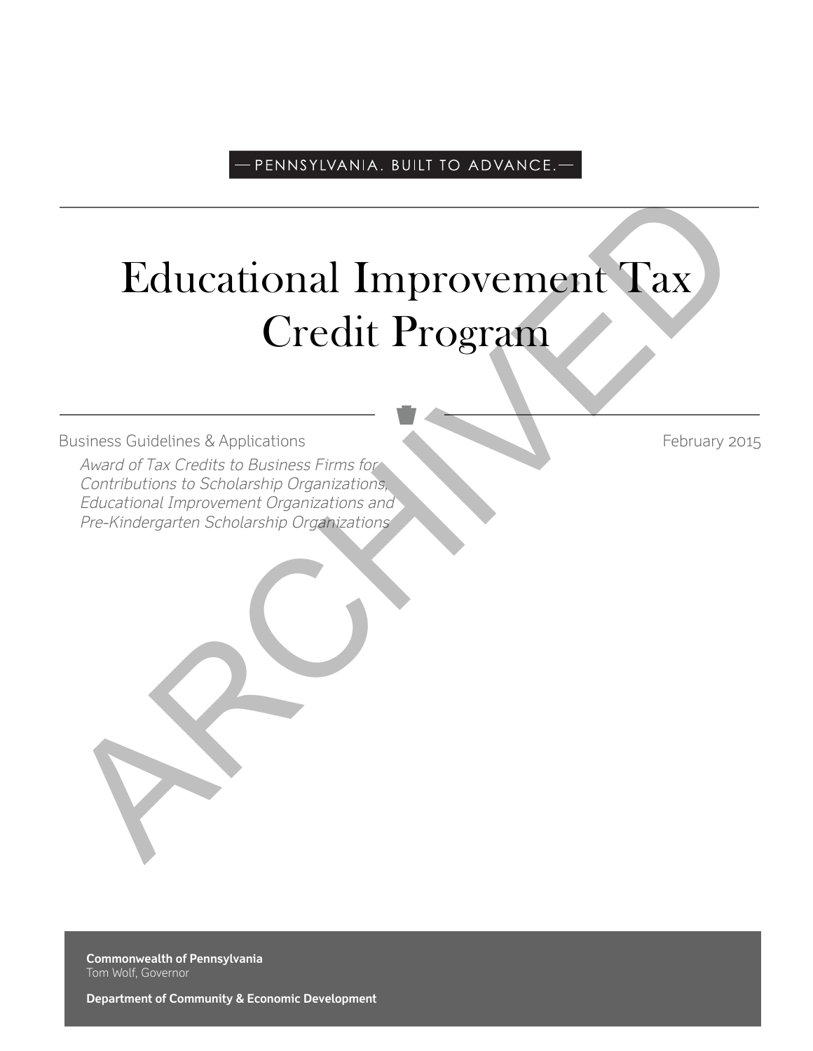— PENNSYLVANIA. BUILT TO ADVANCE. —

# Educational Improvement Tax Credit Program

Business Guidelines & Applications

February 2015

*Award of Tax Credits to Business Firms for Contributions to Scholarship Organizations, Educational Improvement Organizations and Pre-Kindergarten Scholarship Organizations*

ARCHIVED

**Commonwealth of Pennsylvania**
Tom Wolf, Governor

**Department of Community & Economic Development**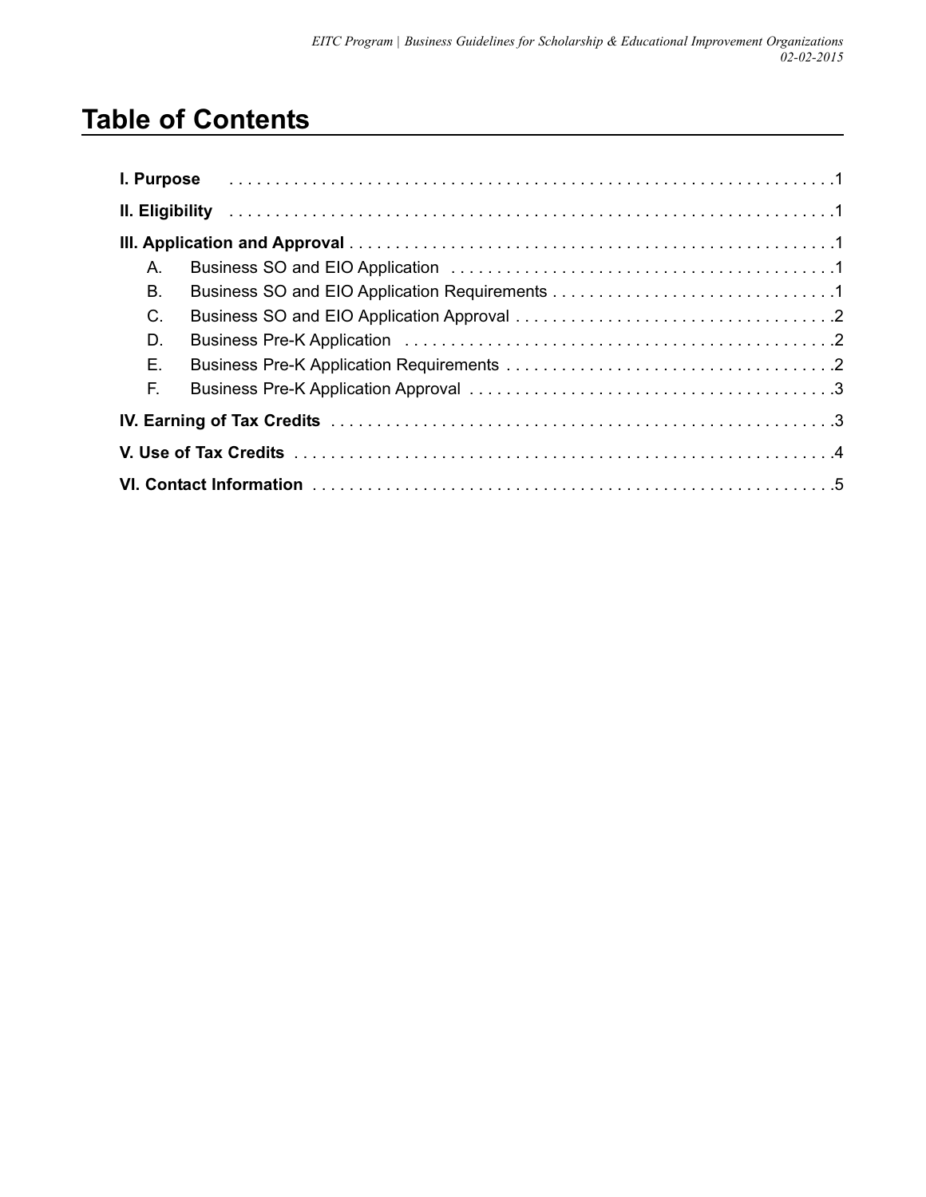# Table of Contents

**I. Purpose** .......... 1

**II. Eligibility** .......... 1

**III. Application and Approval** .......... 1

- A. Business SO and EIO Application .......... 1
- B. Business SO and EIO Application Requirements .......... 1
- C. Business SO and EIO Application Approval .......... 2
- D. Business Pre-K Application .......... 2
- E. Business Pre-K Application Requirements .......... 2
- F. Business Pre-K Application Approval .......... 3

**IV. Earning of Tax Credits** .......... 3

**V. Use of Tax Credits** .......... 4

**VI. Contact Information** .......... 5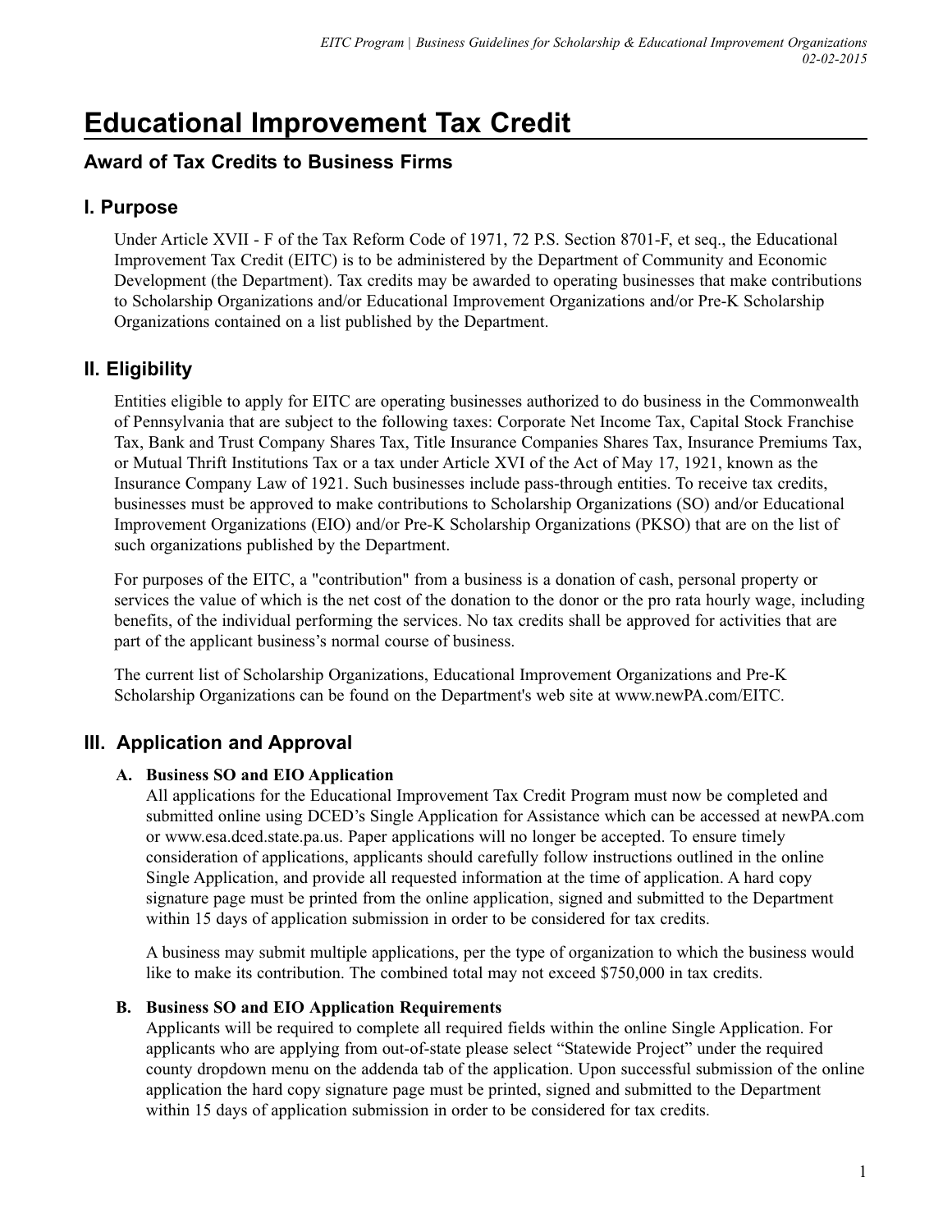# Educational Improvement Tax Credit

## Award of Tax Credits to Business Firms

## I. Purpose

Under Article XVII - F of the Tax Reform Code of 1971, 72 P.S. Section 8701-F, et seq., the Educational Improvement Tax Credit (EITC) is to be administered by the Department of Community and Economic Development (the Department). Tax credits may be awarded to operating businesses that make contributions to Scholarship Organizations and/or Educational Improvement Organizations and/or Pre-K Scholarship Organizations contained on a list published by the Department.

## II. Eligibility

Entities eligible to apply for EITC are operating businesses authorized to do business in the Commonwealth of Pennsylvania that are subject to the following taxes: Corporate Net Income Tax, Capital Stock Franchise Tax, Bank and Trust Company Shares Tax, Title Insurance Companies Shares Tax, Insurance Premiums Tax, or Mutual Thrift Institutions Tax or a tax under Article XVI of the Act of May 17, 1921, known as the Insurance Company Law of 1921. Such businesses include pass-through entities. To receive tax credits, businesses must be approved to make contributions to Scholarship Organizations (SO) and/or Educational Improvement Organizations (EIO) and/or Pre-K Scholarship Organizations (PKSO) that are on the list of such organizations published by the Department.

For purposes of the EITC, a "contribution" from a business is a donation of cash, personal property or services the value of which is the net cost of the donation to the donor or the pro rata hourly wage, including benefits, of the individual performing the services. No tax credits shall be approved for activities that are part of the applicant business's normal course of business.

The current list of Scholarship Organizations, Educational Improvement Organizations and Pre-K Scholarship Organizations can be found on the Department's web site at www.newPA.com/EITC.

## III. Application and Approval

**A. Business SO and EIO Application**

All applications for the Educational Improvement Tax Credit Program must now be completed and submitted online using DCED's Single Application for Assistance which can be accessed at newPA.com or www.esa.dced.state.pa.us. Paper applications will no longer be accepted. To ensure timely consideration of applications, applicants should carefully follow instructions outlined in the online Single Application, and provide all requested information at the time of application. A hard copy signature page must be printed from the online application, signed and submitted to the Department within 15 days of application submission in order to be considered for tax credits.

A business may submit multiple applications, per the type of organization to which the business would like to make its contribution. The combined total may not exceed $750,000 in tax credits.

**B. Business SO and EIO Application Requirements**

Applicants will be required to complete all required fields within the online Single Application. For applicants who are applying from out-of-state please select "Statewide Project" under the required county dropdown menu on the addenda tab of the application. Upon successful submission of the online application the hard copy signature page must be printed, signed and submitted to the Department within 15 days of application submission in order to be considered for tax credits.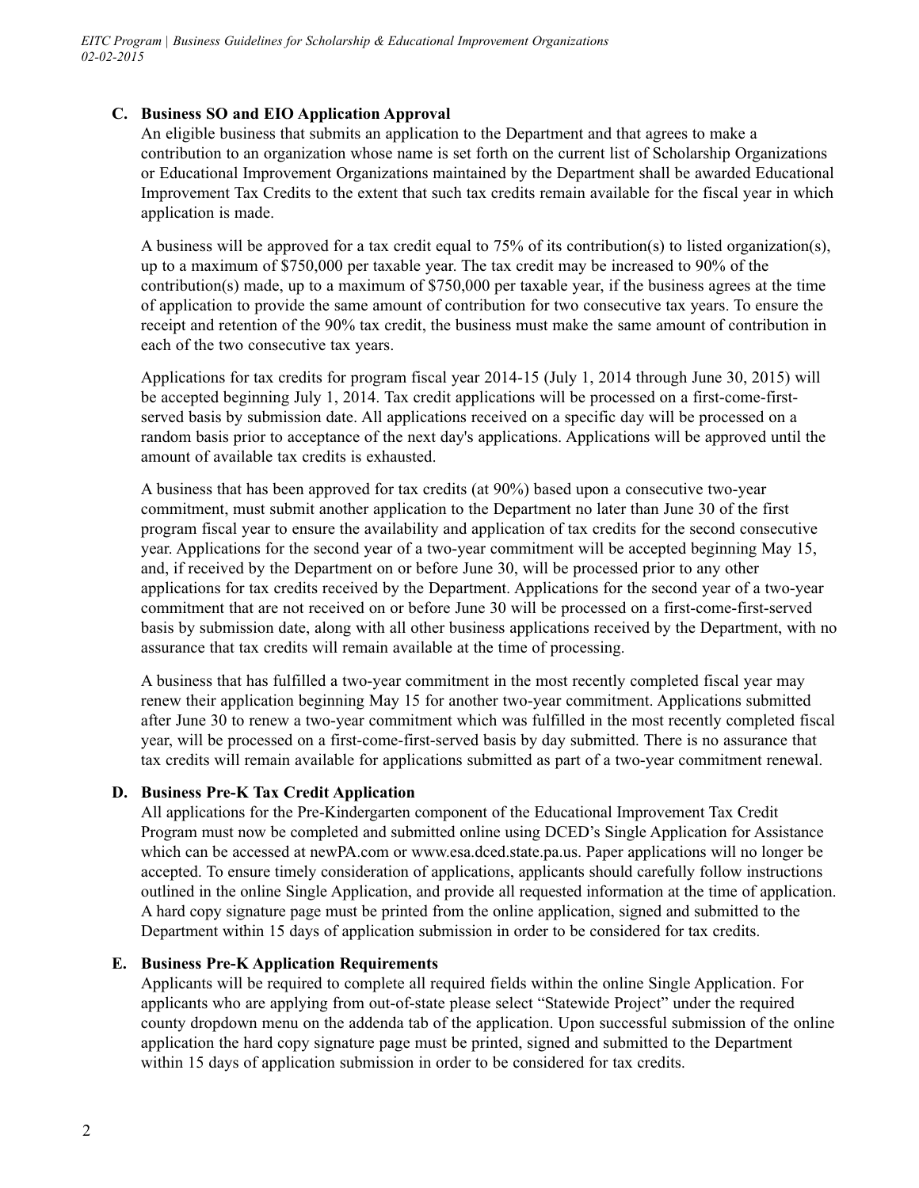### C. Business SO and EIO Application Approval

An eligible business that submits an application to the Department and that agrees to make a contribution to an organization whose name is set forth on the current list of Scholarship Organizations or Educational Improvement Organizations maintained by the Department shall be awarded Educational Improvement Tax Credits to the extent that such tax credits remain available for the fiscal year in which application is made.

A business will be approved for a tax credit equal to 75% of its contribution(s) to listed organization(s), up to a maximum of $750,000 per taxable year. The tax credit may be increased to 90% of the contribution(s) made, up to a maximum of $750,000 per taxable year, if the business agrees at the time of application to provide the same amount of contribution for two consecutive tax years. To ensure the receipt and retention of the 90% tax credit, the business must make the same amount of contribution in each of the two consecutive tax years.

Applications for tax credits for program fiscal year 2014-15 (July 1, 2014 through June 30, 2015) will be accepted beginning July 1, 2014. Tax credit applications will be processed on a first-come-first-served basis by submission date. All applications received on a specific day will be processed on a random basis prior to acceptance of the next day's applications. Applications will be approved until the amount of available tax credits is exhausted.

A business that has been approved for tax credits (at 90%) based upon a consecutive two-year commitment, must submit another application to the Department no later than June 30 of the first program fiscal year to ensure the availability and application of tax credits for the second consecutive year. Applications for the second year of a two-year commitment will be accepted beginning May 15, and, if received by the Department on or before June 30, will be processed prior to any other applications for tax credits received by the Department. Applications for the second year of a two-year commitment that are not received on or before June 30 will be processed on a first-come-first-served basis by submission date, along with all other business applications received by the Department, with no assurance that tax credits will remain available at the time of processing.

A business that has fulfilled a two-year commitment in the most recently completed fiscal year may renew their application beginning May 15 for another two-year commitment. Applications submitted after June 30 to renew a two-year commitment which was fulfilled in the most recently completed fiscal year, will be processed on a first-come-first-served basis by day submitted. There is no assurance that tax credits will remain available for applications submitted as part of a two-year commitment renewal.

### D. Business Pre-K Tax Credit Application

All applications for the Pre-Kindergarten component of the Educational Improvement Tax Credit Program must now be completed and submitted online using DCED's Single Application for Assistance which can be accessed at newPA.com or www.esa.dced.state.pa.us. Paper applications will no longer be accepted. To ensure timely consideration of applications, applicants should carefully follow instructions outlined in the online Single Application, and provide all requested information at the time of application. A hard copy signature page must be printed from the online application, signed and submitted to the Department within 15 days of application submission in order to be considered for tax credits.

### E. Business Pre-K Application Requirements

Applicants will be required to complete all required fields within the online Single Application. For applicants who are applying from out-of-state please select "Statewide Project" under the required county dropdown menu on the addenda tab of the application. Upon successful submission of the online application the hard copy signature page must be printed, signed and submitted to the Department within 15 days of application submission in order to be considered for tax credits.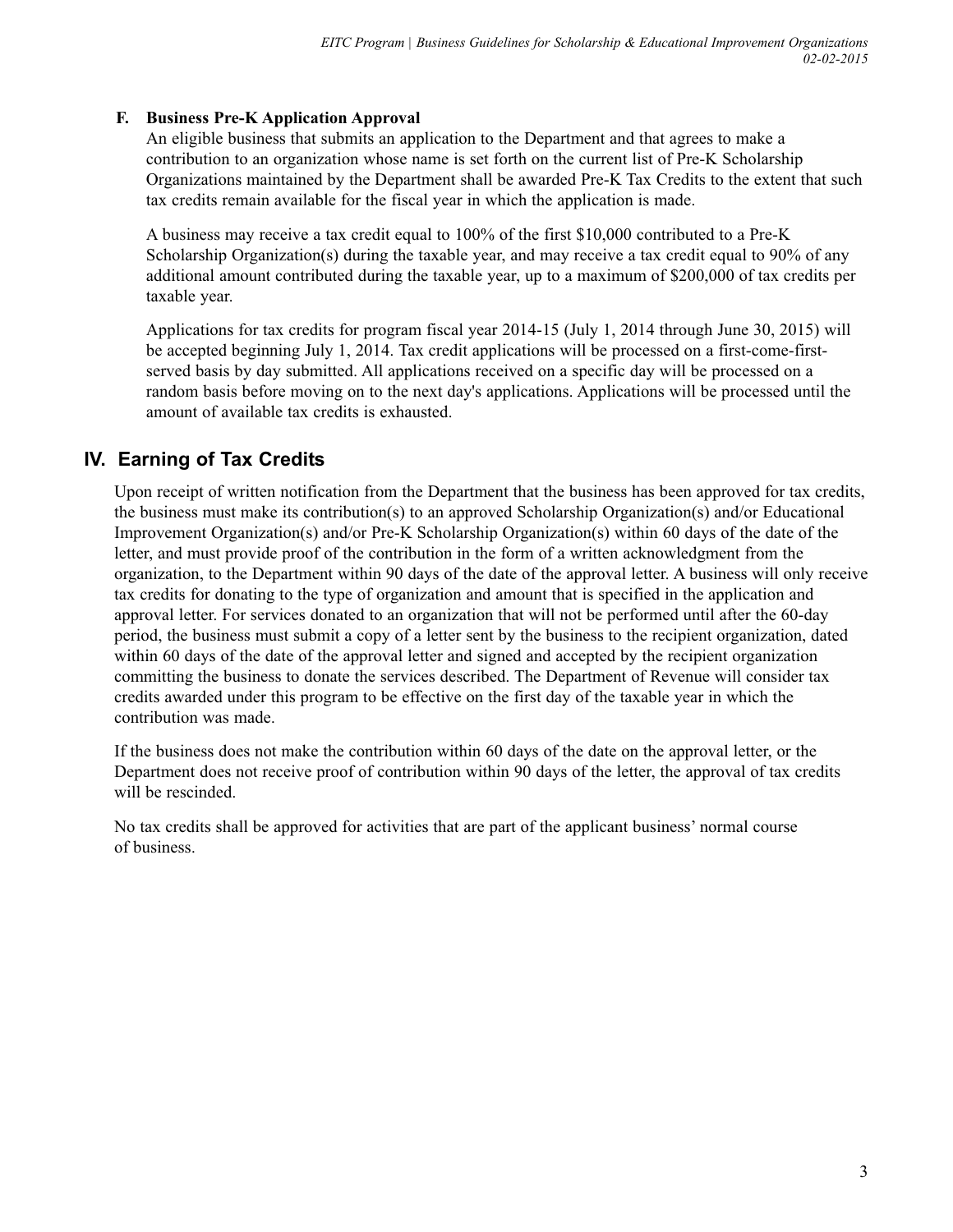### F. Business Pre-K Application Approval

An eligible business that submits an application to the Department and that agrees to make a contribution to an organization whose name is set forth on the current list of Pre-K Scholarship Organizations maintained by the Department shall be awarded Pre-K Tax Credits to the extent that such tax credits remain available for the fiscal year in which the application is made.

A business may receive a tax credit equal to 100% of the first $10,000 contributed to a Pre-K Scholarship Organization(s) during the taxable year, and may receive a tax credit equal to 90% of any additional amount contributed during the taxable year, up to a maximum of $200,000 of tax credits per taxable year.

Applications for tax credits for program fiscal year 2014-15 (July 1, 2014 through June 30, 2015) will be accepted beginning July 1, 2014. Tax credit applications will be processed on a first-come-first-served basis by day submitted. All applications received on a specific day will be processed on a random basis before moving on to the next day's applications. Applications will be processed until the amount of available tax credits is exhausted.

## IV. Earning of Tax Credits

Upon receipt of written notification from the Department that the business has been approved for tax credits, the business must make its contribution(s) to an approved Scholarship Organization(s) and/or Educational Improvement Organization(s) and/or Pre-K Scholarship Organization(s) within 60 days of the date of the letter, and must provide proof of the contribution in the form of a written acknowledgment from the organization, to the Department within 90 days of the date of the approval letter. A business will only receive tax credits for donating to the type of organization and amount that is specified in the application and approval letter. For services donated to an organization that will not be performed until after the 60-day period, the business must submit a copy of a letter sent by the business to the recipient organization, dated within 60 days of the date of the approval letter and signed and accepted by the recipient organization committing the business to donate the services described. The Department of Revenue will consider tax credits awarded under this program to be effective on the first day of the taxable year in which the contribution was made.

If the business does not make the contribution within 60 days of the date on the approval letter, or the Department does not receive proof of contribution within 90 days of the letter, the approval of tax credits will be rescinded.

No tax credits shall be approved for activities that are part of the applicant business' normal course of business.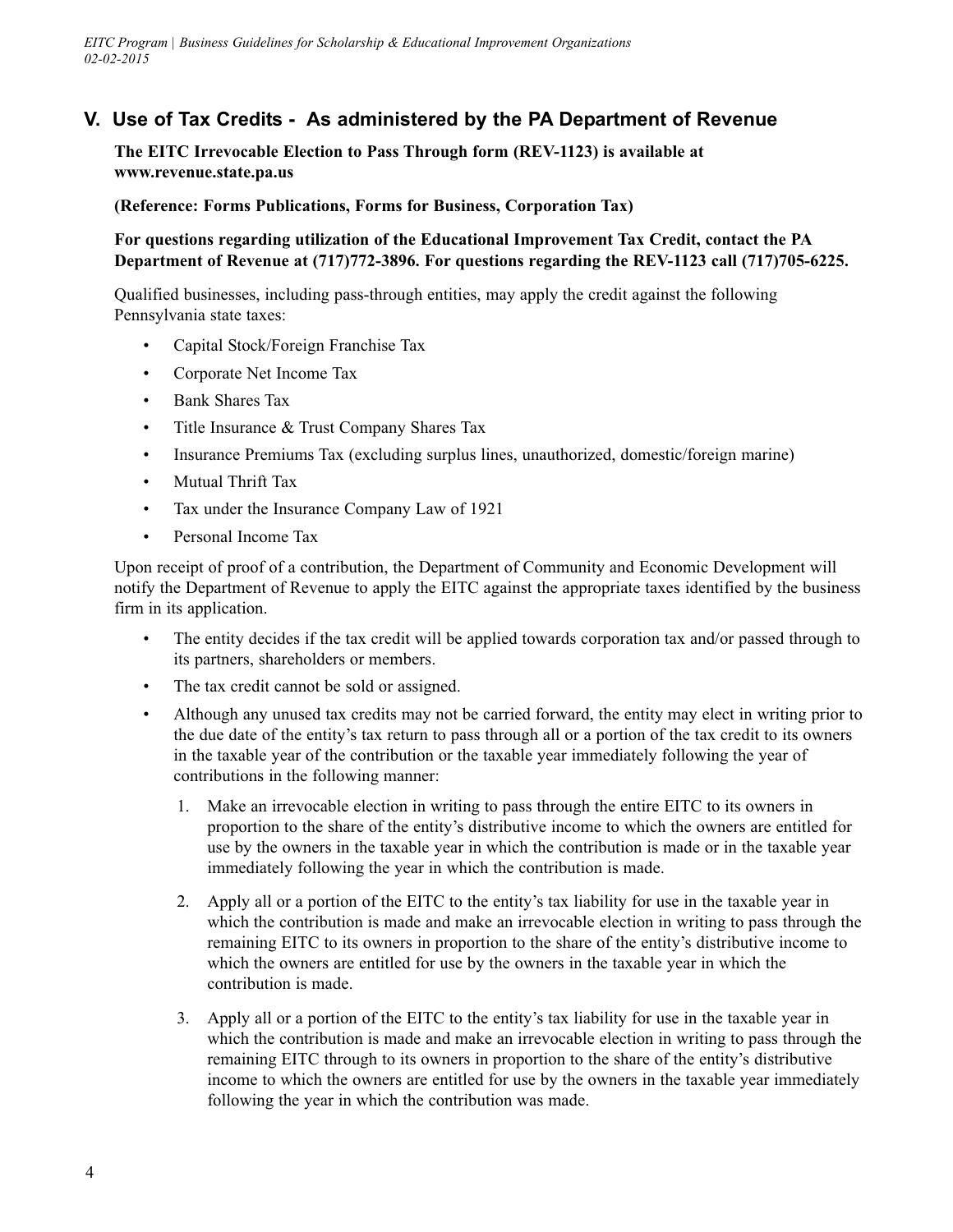## V. Use of Tax Credits - As administered by the PA Department of Revenue

**The EITC Irrevocable Election to Pass Through form (REV-1123) is available at www.revenue.state.pa.us**

**(Reference: Forms Publications, Forms for Business, Corporation Tax)**

**For questions regarding utilization of the Educational Improvement Tax Credit, contact the PA Department of Revenue at (717)772-3896. For questions regarding the REV-1123 call (717)705-6225.**

Qualified businesses, including pass-through entities, may apply the credit against the following Pennsylvania state taxes:

- Capital Stock/Foreign Franchise Tax
- Corporate Net Income Tax
- Bank Shares Tax
- Title Insurance & Trust Company Shares Tax
- Insurance Premiums Tax (excluding surplus lines, unauthorized, domestic/foreign marine)
- Mutual Thrift Tax
- Tax under the Insurance Company Law of 1921
- Personal Income Tax

Upon receipt of proof of a contribution, the Department of Community and Economic Development will notify the Department of Revenue to apply the EITC against the appropriate taxes identified by the business firm in its application.

- The entity decides if the tax credit will be applied towards corporation tax and/or passed through to its partners, shareholders or members.
- The tax credit cannot be sold or assigned.
- Although any unused tax credits may not be carried forward, the entity may elect in writing prior to the due date of the entity's tax return to pass through all or a portion of the tax credit to its owners in the taxable year of the contribution or the taxable year immediately following the year of contributions in the following manner:
  1. Make an irrevocable election in writing to pass through the entire EITC to its owners in proportion to the share of the entity's distributive income to which the owners are entitled for use by the owners in the taxable year in which the contribution is made or in the taxable year immediately following the year in which the contribution is made.
  2. Apply all or a portion of the EITC to the entity's tax liability for use in the taxable year in which the contribution is made and make an irrevocable election in writing to pass through the remaining EITC to its owners in proportion to the share of the entity's distributive income to which the owners are entitled for use by the owners in the taxable year in which the contribution is made.
  3. Apply all or a portion of the EITC to the entity's tax liability for use in the taxable year in which the contribution is made and make an irrevocable election in writing to pass through the remaining EITC through to its owners in proportion to the share of the entity's distributive income to which the owners are entitled for use by the owners in the taxable year immediately following the year in which the contribution was made.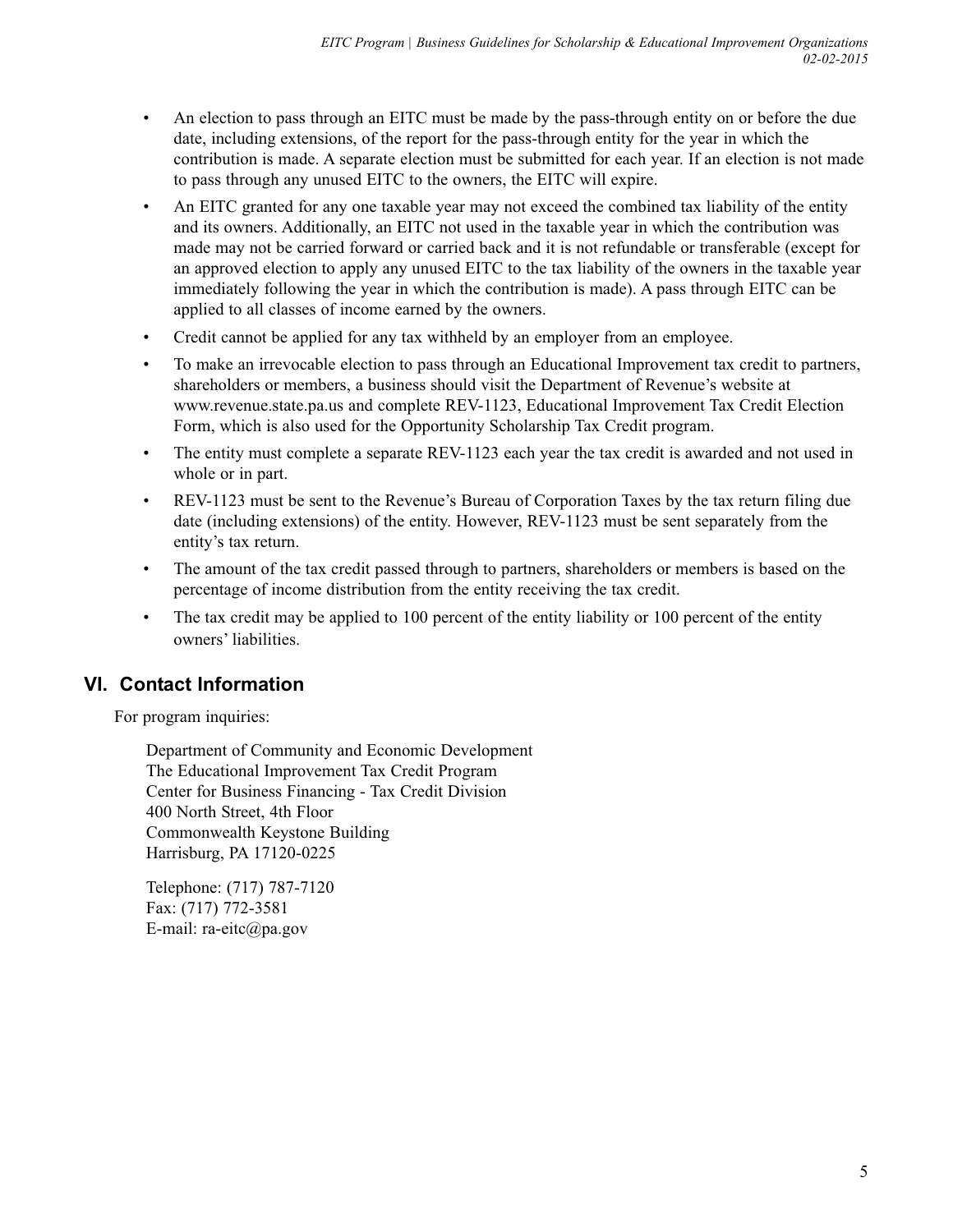- An election to pass through an EITC must be made by the pass-through entity on or before the due date, including extensions, of the report for the pass-through entity for the year in which the contribution is made. A separate election must be submitted for each year. If an election is not made to pass through any unused EITC to the owners, the EITC will expire.
- An EITC granted for any one taxable year may not exceed the combined tax liability of the entity and its owners. Additionally, an EITC not used in the taxable year in which the contribution was made may not be carried forward or carried back and it is not refundable or transferable (except for an approved election to apply any unused EITC to the tax liability of the owners in the taxable year immediately following the year in which the contribution is made). A pass through EITC can be applied to all classes of income earned by the owners.
- Credit cannot be applied for any tax withheld by an employer from an employee.
- To make an irrevocable election to pass through an Educational Improvement tax credit to partners, shareholders or members, a business should visit the Department of Revenue's website at www.revenue.state.pa.us and complete REV-1123, Educational Improvement Tax Credit Election Form, which is also used for the Opportunity Scholarship Tax Credit program.
- The entity must complete a separate REV-1123 each year the tax credit is awarded and not used in whole or in part.
- REV-1123 must be sent to the Revenue's Bureau of Corporation Taxes by the tax return filing due date (including extensions) of the entity. However, REV-1123 must be sent separately from the entity's tax return.
- The amount of the tax credit passed through to partners, shareholders or members is based on the percentage of income distribution from the entity receiving the tax credit.
- The tax credit may be applied to 100 percent of the entity liability or 100 percent of the entity owners' liabilities.

## VI. Contact Information

For program inquiries:

Department of Community and Economic Development
The Educational Improvement Tax Credit Program
Center for Business Financing - Tax Credit Division
400 North Street, 4th Floor
Commonwealth Keystone Building
Harrisburg, PA 17120-0225

Telephone: (717) 787-7120
Fax: (717) 772-3581
E-mail: ra-eitc@pa.gov